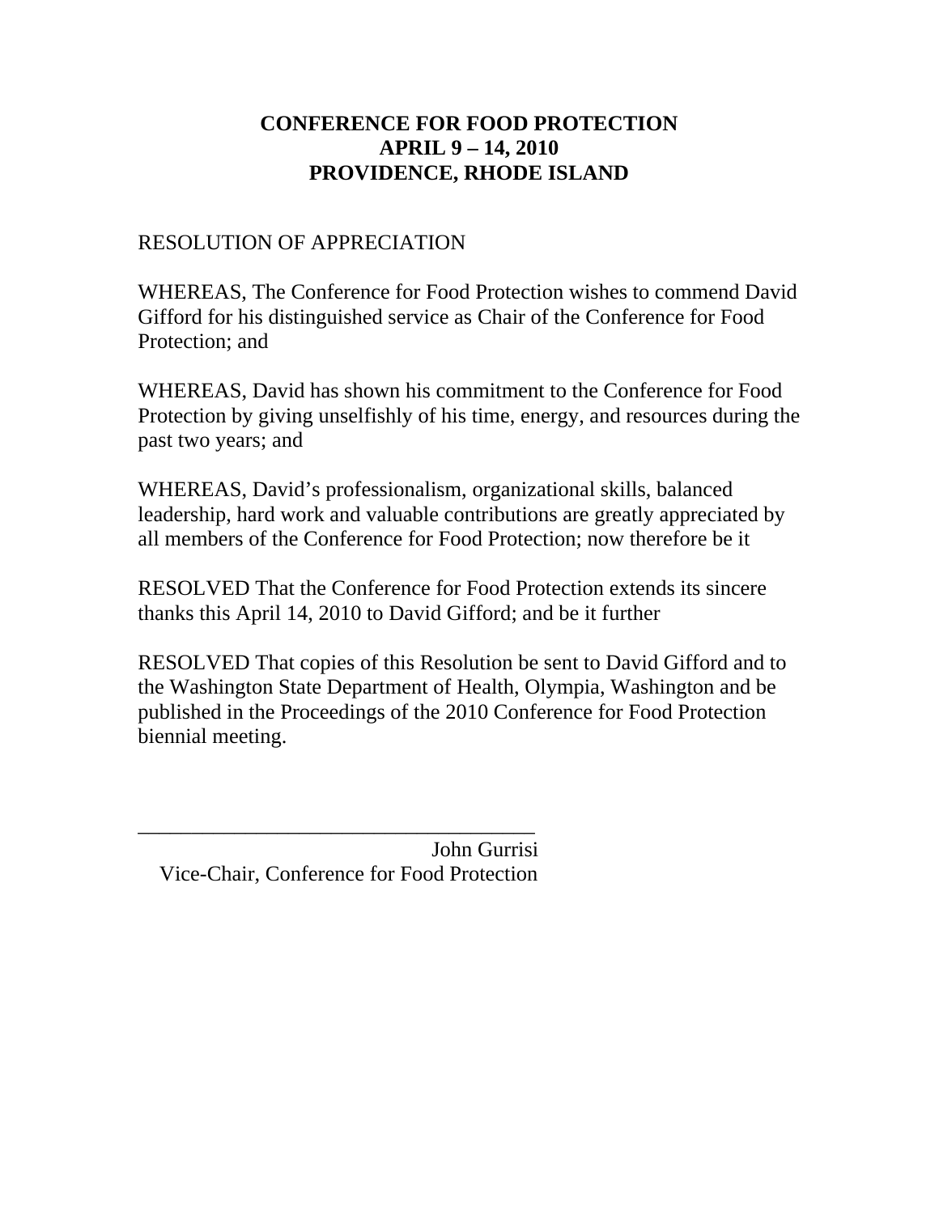# CONFERENCE FOR FOOD PROTECTION
# APRIL 9 – 14, 2010
# PROVIDENCE, RHODE ISLAND

RESOLUTION OF APPRECIATION

WHEREAS, The Conference for Food Protection wishes to commend David Gifford for his distinguished service as Chair of the Conference for Food Protection; and

WHEREAS, David has shown his commitment to the Conference for Food Protection by giving unselfishly of his time, energy, and resources during the past two years; and

WHEREAS, David's professionalism, organizational skills, balanced leadership, hard work and valuable contributions are greatly appreciated by all members of the Conference for Food Protection; now therefore be it

RESOLVED That the Conference for Food Protection extends its sincere thanks this April 14, 2010 to David Gifford; and be it further

RESOLVED That copies of this Resolution be sent to David Gifford and to the Washington State Department of Health, Olympia, Washington and be published in the Proceedings of the 2010 Conference for Food Protection biennial meeting.

\_\_\_\_\_\_\_\_\_\_\_\_\_\_\_\_\_\_\_\_\_\_\_\_\_\_\_\_\_\_\_\_\_\_\_\_\_\_

John Gurrisi
Vice-Chair, Conference for Food Protection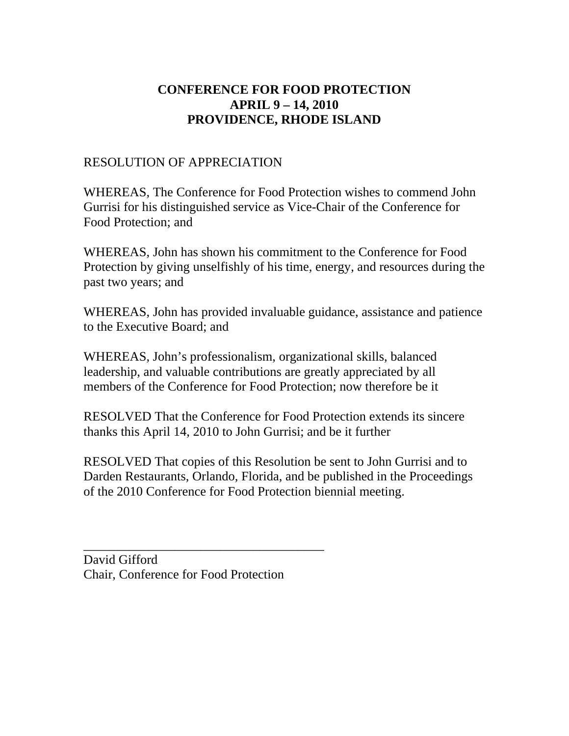**CONFERENCE FOR FOOD PROTECTION**
**APRIL 9 – 14, 2010**
**PROVIDENCE, RHODE ISLAND**

RESOLUTION OF APPRECIATION

WHEREAS, The Conference for Food Protection wishes to commend John Gurrisi for his distinguished service as Vice-Chair of the Conference for Food Protection; and

WHEREAS, John has shown his commitment to the Conference for Food Protection by giving unselfishly of his time, energy, and resources during the past two years; and

WHEREAS, John has provided invaluable guidance, assistance and patience to the Executive Board; and

WHEREAS, John's professionalism, organizational skills, balanced leadership, and valuable contributions are greatly appreciated by all members of the Conference for Food Protection; now therefore be it

RESOLVED That the Conference for Food Protection extends its sincere thanks this April 14, 2010 to John Gurrisi; and be it further

RESOLVED That copies of this Resolution be sent to John Gurrisi and to Darden Restaurants, Orlando, Florida, and be published in the Proceedings of the 2010 Conference for Food Protection biennial meeting.

\_\_\_\_\_\_\_\_\_\_\_\_\_\_\_\_\_\_\_\_\_\_\_\_\_\_\_\_\_\_\_\_\_\_\_\_\_\_

David Gifford
Chair, Conference for Food Protection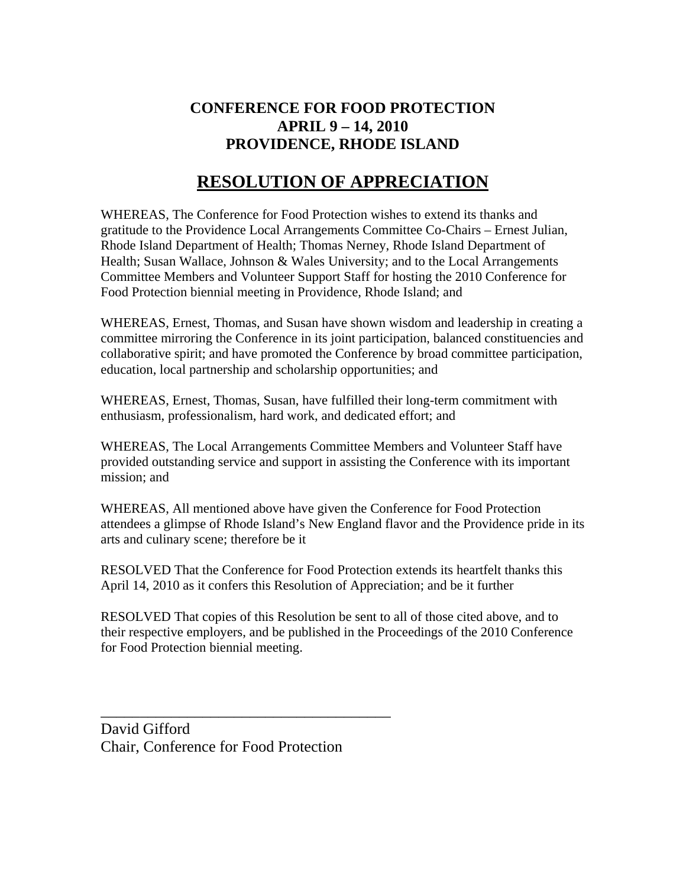**CONFERENCE FOR FOOD PROTECTION**
**APRIL 9 – 14, 2010**
**PROVIDENCE, RHODE ISLAND**

# RESOLUTION OF APPRECIATION

WHEREAS, The Conference for Food Protection wishes to extend its thanks and gratitude to the Providence Local Arrangements Committee Co-Chairs – Ernest Julian, Rhode Island Department of Health; Thomas Nerney, Rhode Island Department of Health; Susan Wallace, Johnson & Wales University; and to the Local Arrangements Committee Members and Volunteer Support Staff for hosting the 2010 Conference for Food Protection biennial meeting in Providence, Rhode Island; and

WHEREAS, Ernest, Thomas, and Susan have shown wisdom and leadership in creating a committee mirroring the Conference in its joint participation, balanced constituencies and collaborative spirit; and have promoted the Conference by broad committee participation, education, local partnership and scholarship opportunities; and

WHEREAS, Ernest, Thomas, Susan, have fulfilled their long-term commitment with enthusiasm, professionalism, hard work, and dedicated effort; and

WHEREAS, The Local Arrangements Committee Members and Volunteer Staff have provided outstanding service and support in assisting the Conference with its important mission; and

WHEREAS, All mentioned above have given the Conference for Food Protection attendees a glimpse of Rhode Island's New England flavor and the Providence pride in its arts and culinary scene; therefore be it

RESOLVED That the Conference for Food Protection extends its heartfelt thanks this April 14, 2010 as it confers this Resolution of Appreciation; and be it further

RESOLVED That copies of this Resolution be sent to all of those cited above, and to their respective employers, and be published in the Proceedings of the 2010 Conference for Food Protection biennial meeting.

\_\_\_\_\_\_\_\_\_\_\_\_\_\_\_\_\_\_\_\_\_\_\_\_\_\_\_\_\_\_\_\_\_\_\_\_\_\_\_

David Gifford
Chair, Conference for Food Protection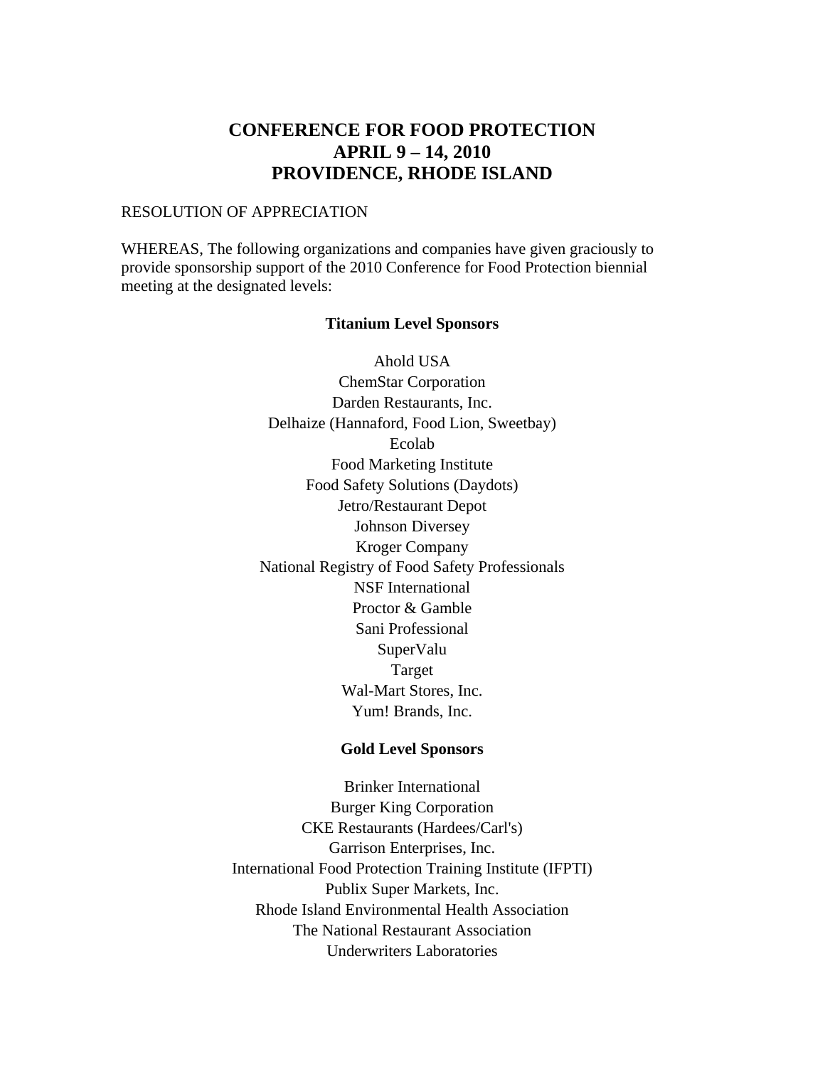# CONFERENCE FOR FOOD PROTECTION
# APRIL 9 – 14, 2010
# PROVIDENCE, RHODE ISLAND

RESOLUTION OF APPRECIATION

WHEREAS, The following organizations and companies have given graciously to provide sponsorship support of the 2010 Conference for Food Protection biennial meeting at the designated levels:

**Titanium Level Sponsors**

Ahold USA
ChemStar Corporation
Darden Restaurants, Inc.
Delhaize (Hannaford, Food Lion, Sweetbay)
Ecolab
Food Marketing Institute
Food Safety Solutions (Daydots)
Jetro/Restaurant Depot
Johnson Diversey
Kroger Company
National Registry of Food Safety Professionals
NSF International
Proctor & Gamble
Sani Professional
SuperValu
Target
Wal-Mart Stores, Inc.
Yum! Brands, Inc.

**Gold Level Sponsors**

Brinker International
Burger King Corporation
CKE Restaurants (Hardees/Carl's)
Garrison Enterprises, Inc.
International Food Protection Training Institute (IFPTI)
Publix Super Markets, Inc.
Rhode Island Environmental Health Association
The National Restaurant Association
Underwriters Laboratories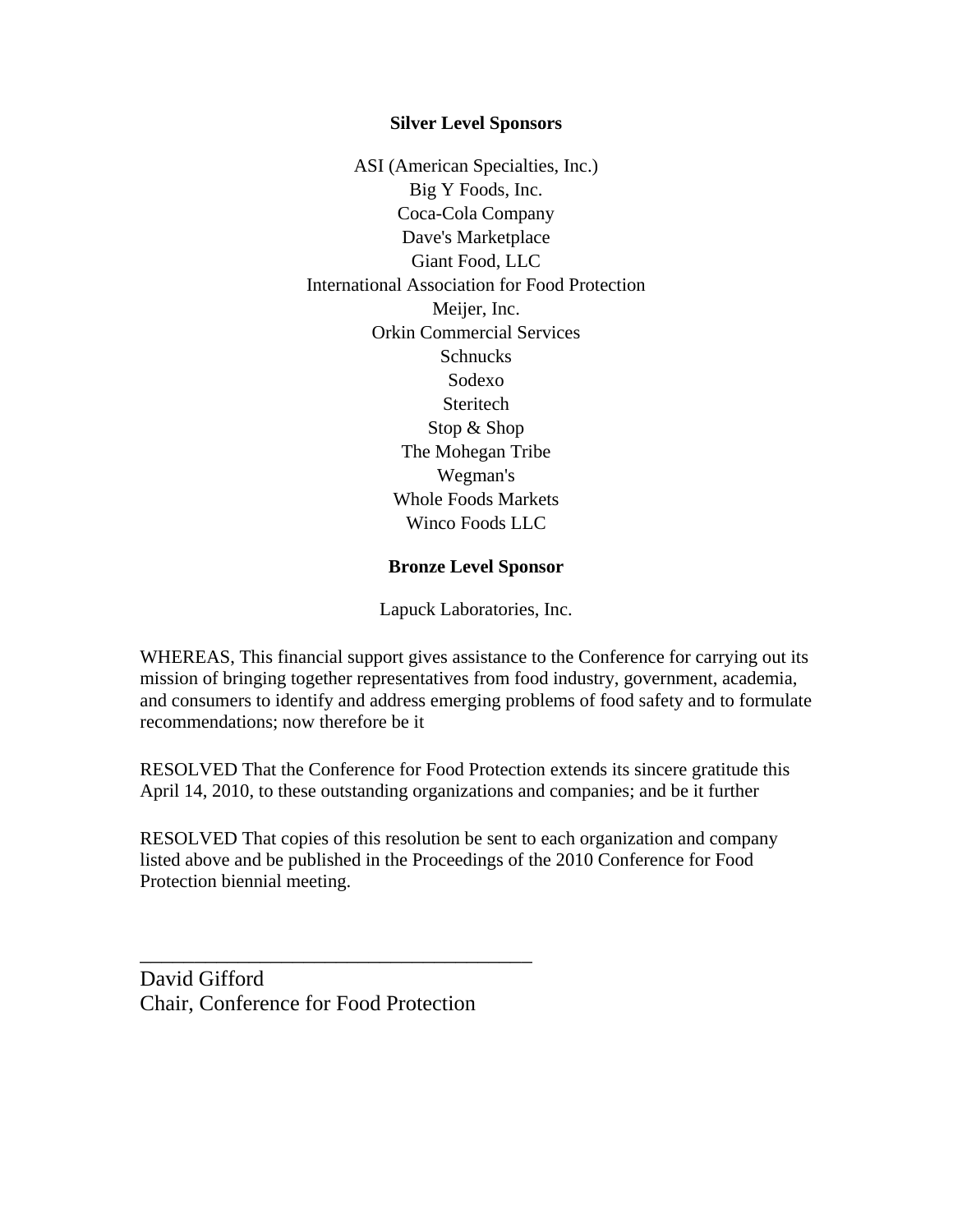**Silver Level Sponsors**

ASI (American Specialties, Inc.)
Big Y Foods, Inc.
Coca-Cola Company
Dave's Marketplace
Giant Food, LLC
International Association for Food Protection
Meijer, Inc.
Orkin Commercial Services
Schnucks
Sodexo
Steritech
Stop & Shop
The Mohegan Tribe
Wegman's
Whole Foods Markets
Winco Foods LLC

**Bronze Level Sponsor**

Lapuck Laboratories, Inc.

WHEREAS, This financial support gives assistance to the Conference for carrying out its mission of bringing together representatives from food industry, government, academia, and consumers to identify and address emerging problems of food safety and to formulate recommendations; now therefore be it

RESOLVED That the Conference for Food Protection extends its sincere gratitude this April 14, 2010, to these outstanding organizations and companies; and be it further

RESOLVED That copies of this resolution be sent to each organization and company listed above and be published in the Proceedings of the 2010 Conference for Food Protection biennial meeting.

\_\_\_\_\_\_\_\_\_\_\_\_\_\_\_\_\_\_\_\_\_\_\_\_\_\_\_\_\_\_\_\_\_\_\_\_\_\_\_

David Gifford
Chair, Conference for Food Protection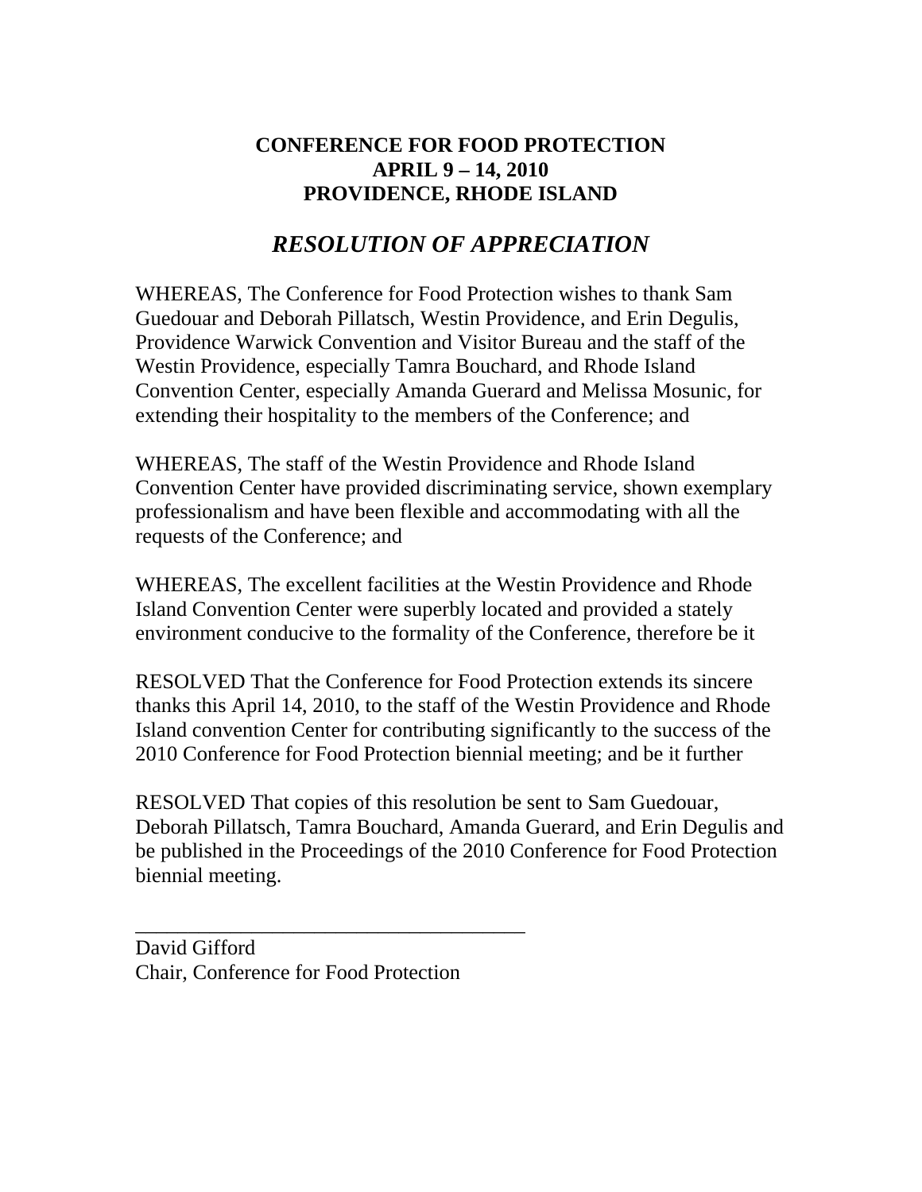**CONFERENCE FOR FOOD PROTECTION**
**APRIL 9 – 14, 2010**
**PROVIDENCE, RHODE ISLAND**

## *RESOLUTION OF APPRECIATION*

WHEREAS, The Conference for Food Protection wishes to thank Sam Guedouar and Deborah Pillatsch, Westin Providence, and Erin Degulis, Providence Warwick Convention and Visitor Bureau and the staff of the Westin Providence, especially Tamra Bouchard, and Rhode Island Convention Center, especially Amanda Guerard and Melissa Mosunic, for extending their hospitality to the members of the Conference; and

WHEREAS, The staff of the Westin Providence and Rhode Island Convention Center have provided discriminating service, shown exemplary professionalism and have been flexible and accommodating with all the requests of the Conference; and

WHEREAS, The excellent facilities at the Westin Providence and Rhode Island Convention Center were superbly located and provided a stately environment conducive to the formality of the Conference, therefore be it

RESOLVED That the Conference for Food Protection extends its sincere thanks this April 14, 2010, to the staff of the Westin Providence and Rhode Island convention Center for contributing significantly to the success of the 2010 Conference for Food Protection biennial meeting; and be it further

RESOLVED That copies of this resolution be sent to Sam Guedouar, Deborah Pillatsch, Tamra Bouchard, Amanda Guerard, and Erin Degulis and be published in the Proceedings of the 2010 Conference for Food Protection biennial meeting.

\_\_\_\_\_\_\_\_\_\_\_\_\_\_\_\_\_\_\_\_\_\_\_\_\_\_\_\_\_\_\_\_\_\_\_\_\_\_

David Gifford
Chair, Conference for Food Protection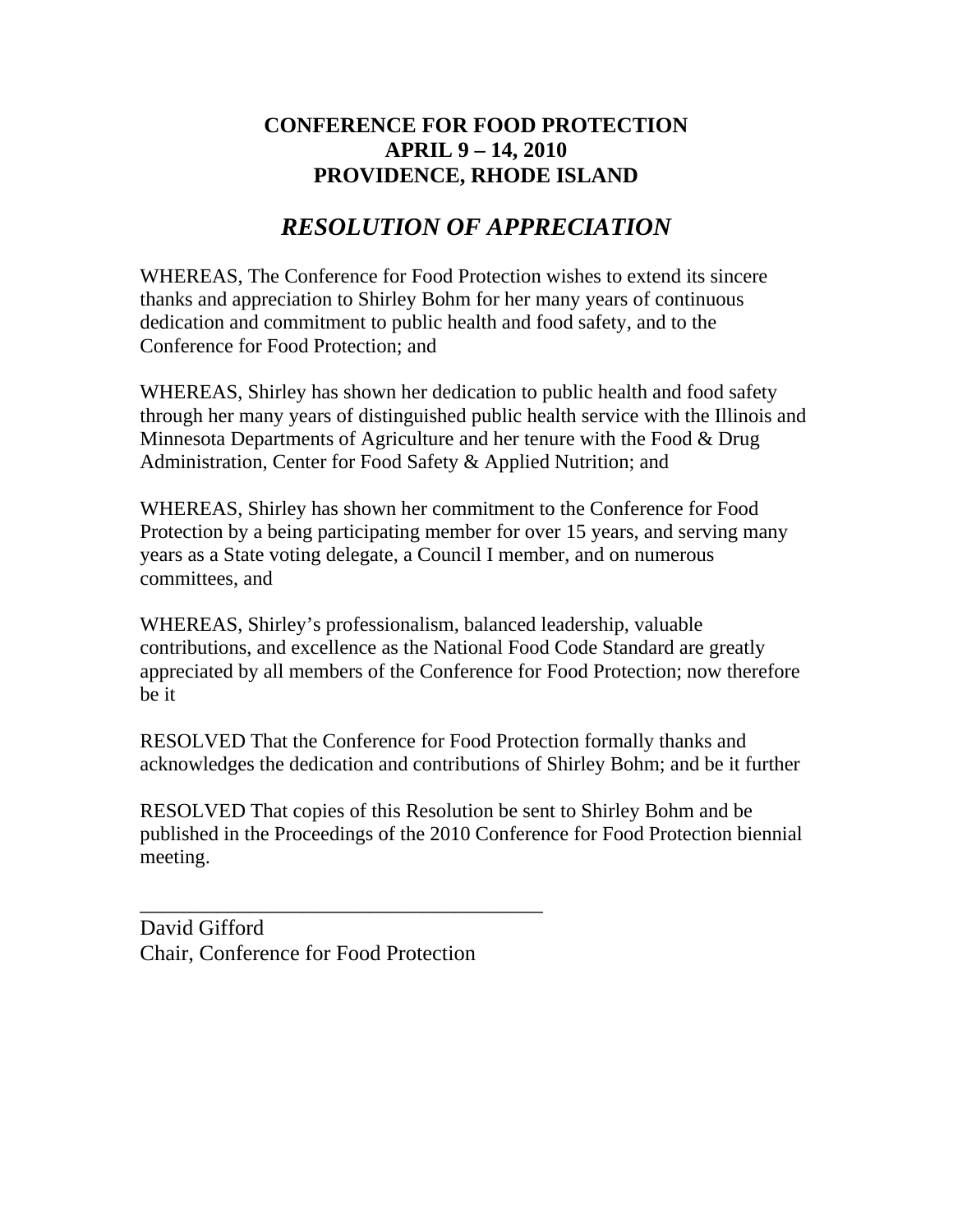**CONFERENCE FOR FOOD PROTECTION**
**APRIL 9 – 14, 2010**
**PROVIDENCE, RHODE ISLAND**

# *RESOLUTION OF APPRECIATION*

WHEREAS, The Conference for Food Protection wishes to extend its sincere thanks and appreciation to Shirley Bohm for her many years of continuous dedication and commitment to public health and food safety, and to the Conference for Food Protection; and

WHEREAS, Shirley has shown her dedication to public health and food safety through her many years of distinguished public health service with the Illinois and Minnesota Departments of Agriculture and her tenure with the Food & Drug Administration, Center for Food Safety & Applied Nutrition; and

WHEREAS, Shirley has shown her commitment to the Conference for Food Protection by a being participating member for over 15 years, and serving many years as a State voting delegate, a Council I member, and on numerous committees, and

WHEREAS, Shirley's professionalism, balanced leadership, valuable contributions, and excellence as the National Food Code Standard are greatly appreciated by all members of the Conference for Food Protection; now therefore be it

RESOLVED That the Conference for Food Protection formally thanks and acknowledges the dedication and contributions of Shirley Bohm; and be it further

RESOLVED That copies of this Resolution be sent to Shirley Bohm and be published in the Proceedings of the 2010 Conference for Food Protection biennial meeting.

\_\_\_\_\_\_\_\_\_\_\_\_\_\_\_\_\_\_\_\_\_\_\_\_\_\_\_\_\_\_\_\_\_\_\_\_\_\_\_

David Gifford
Chair, Conference for Food Protection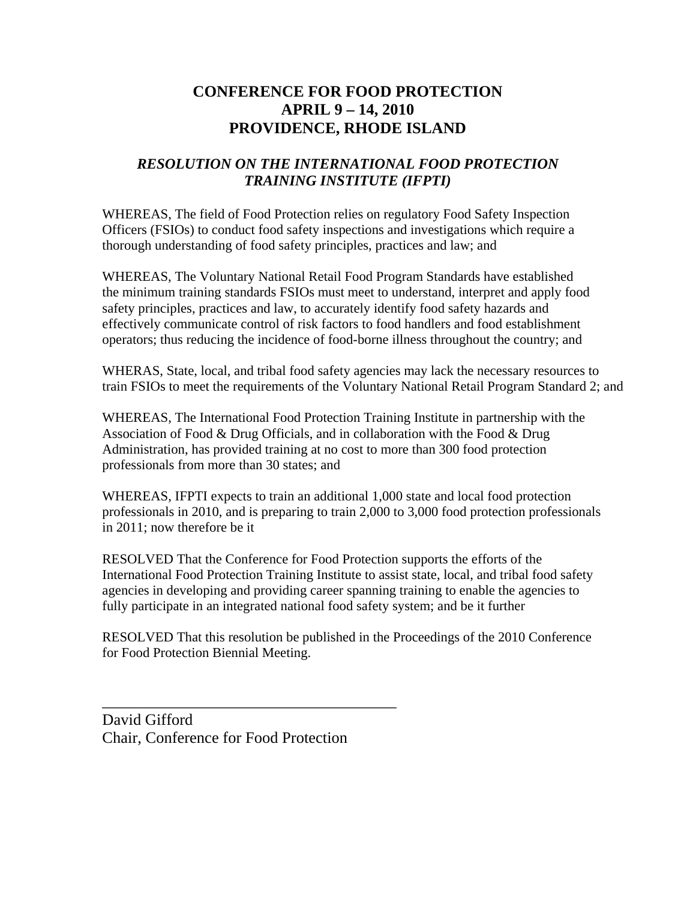# CONFERENCE FOR FOOD PROTECTION
# APRIL 9 – 14, 2010
# PROVIDENCE, RHODE ISLAND

## *RESOLUTION ON THE INTERNATIONAL FOOD PROTECTION TRAINING INSTITUTE (IFPTI)*

WHEREAS, The field of Food Protection relies on regulatory Food Safety Inspection Officers (FSIOs) to conduct food safety inspections and investigations which require a thorough understanding of food safety principles, practices and law; and

WHEREAS, The Voluntary National Retail Food Program Standards have established the minimum training standards FSIOs must meet to understand, interpret and apply food safety principles, practices and law, to accurately identify food safety hazards and effectively communicate control of risk factors to food handlers and food establishment operators; thus reducing the incidence of food-borne illness throughout the country; and

WHERAS, State, local, and tribal food safety agencies may lack the necessary resources to train FSIOs to meet the requirements of the Voluntary National Retail Program Standard 2; and

WHEREAS, The International Food Protection Training Institute in partnership with the Association of Food & Drug Officials, and in collaboration with the Food & Drug Administration, has provided training at no cost to more than 300 food protection professionals from more than 30 states; and

WHEREAS, IFPTI expects to train an additional 1,000 state and local food protection professionals in 2010, and is preparing to train 2,000 to 3,000 food protection professionals in 2011; now therefore be it

RESOLVED That the Conference for Food Protection supports the efforts of the International Food Protection Training Institute to assist state, local, and tribal food safety agencies in developing and providing career spanning training to enable the agencies to fully participate in an integrated national food safety system; and be it further

RESOLVED That this resolution be published in the Proceedings of the 2010 Conference for Food Protection Biennial Meeting.

\_\_\_\_\_\_\_\_\_\_\_\_\_\_\_\_\_\_\_\_\_\_\_\_\_\_\_\_\_\_\_\_\_\_\_\_\_\_\_\_

David Gifford
Chair, Conference for Food Protection